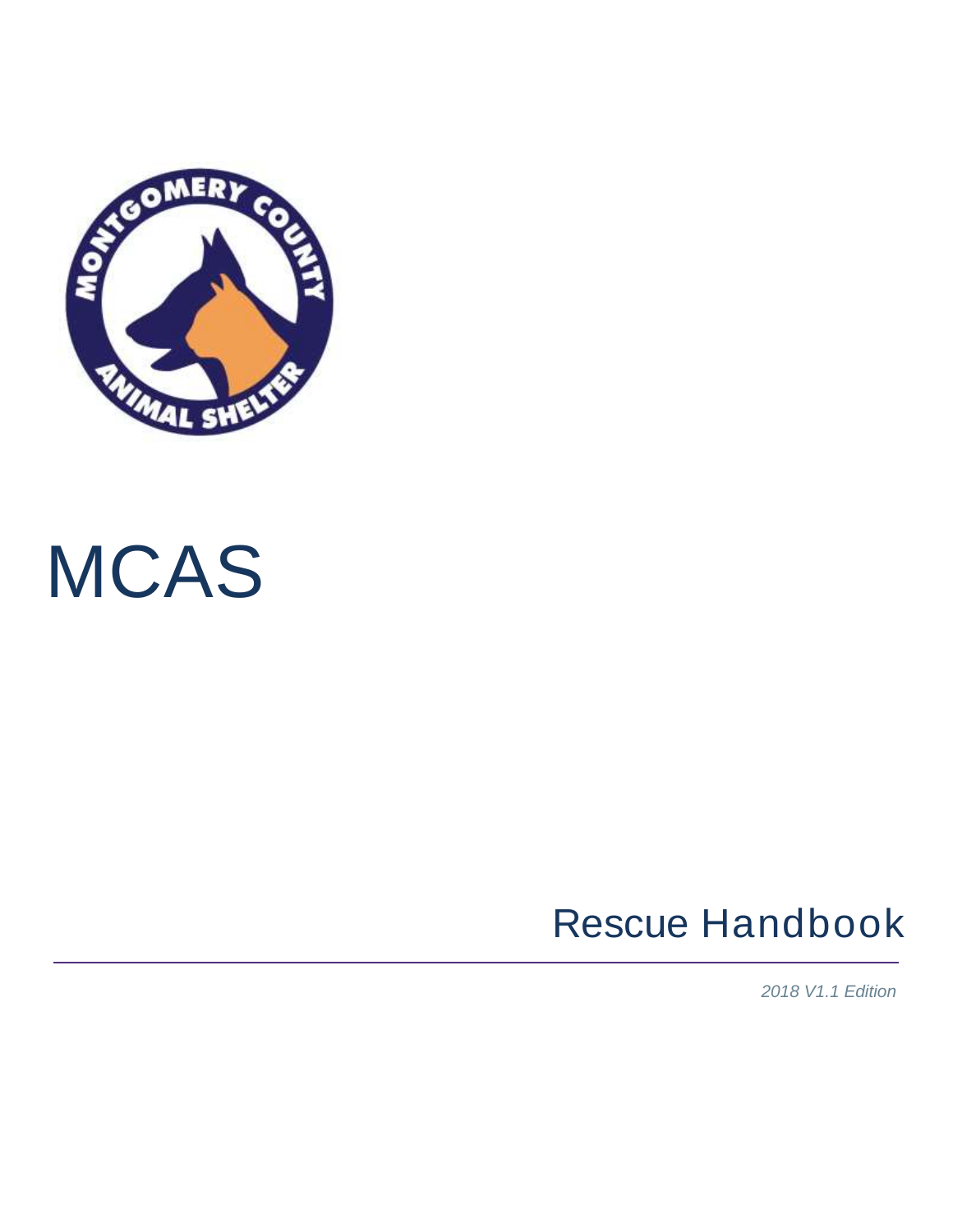# MCAS

## Rescue Handbook

*2018 V1.1 Edition*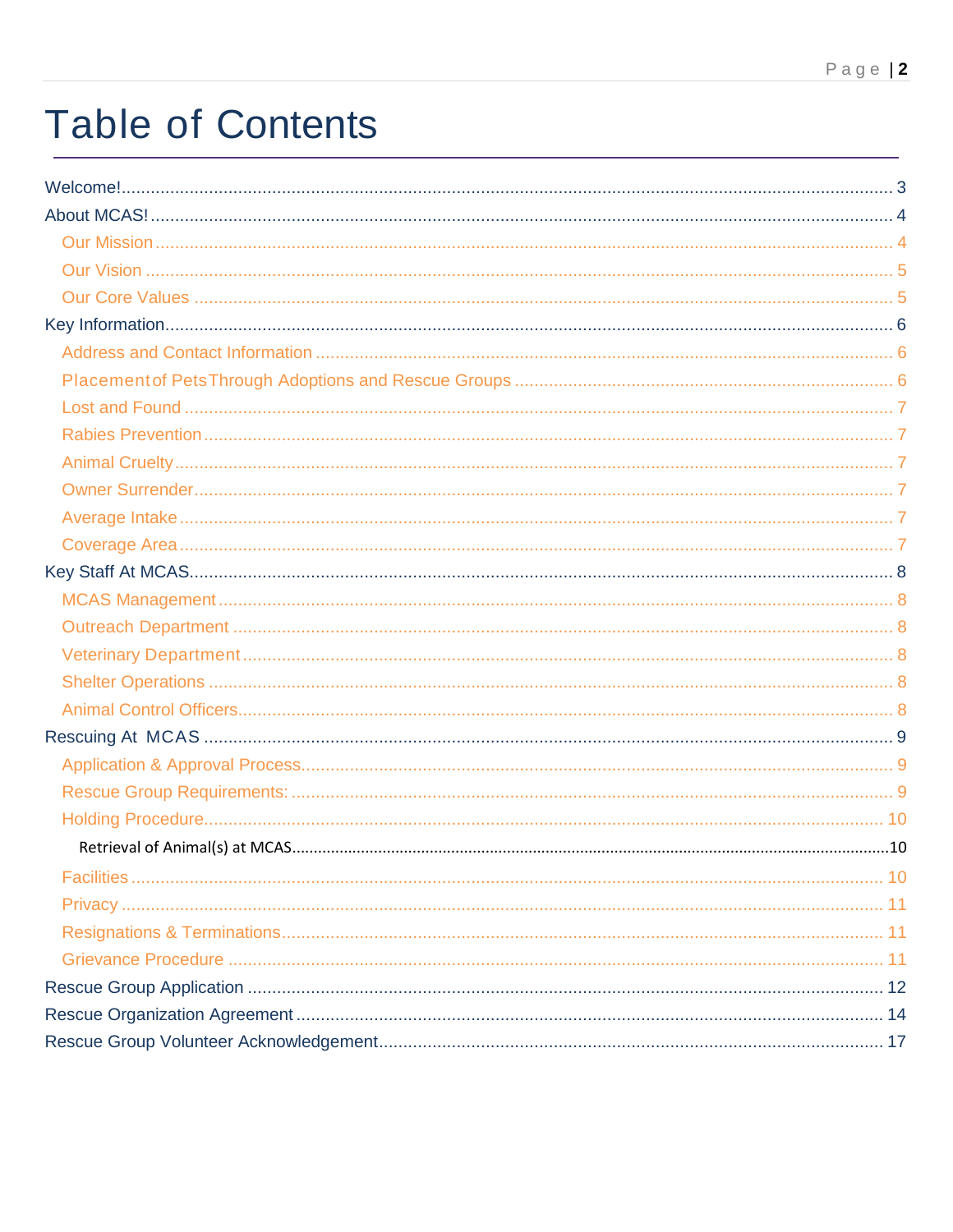# Table of Contents

- Welcome! ... 3
- About MCAS! ... 4
  - Our Mission ... 4
  - Our Vision ... 5
  - Our Core Values ... 5
- Key Information ... 6
  - Address and Contact Information ... 6
  - Placement of Pets Through Adoptions and Rescue Groups ... 6
  - Lost and Found ... 7
  - Rabies Prevention ... 7
  - Animal Cruelty ... 7
  - Owner Surrender ... 7
  - Average Intake ... 7
  - Coverage Area ... 7
- Key Staff At MCAS ... 8
  - MCAS Management ... 8
  - Outreach Department ... 8
  - Veterinary Department ... 8
  - Shelter Operations ... 8
  - Animal Control Officers ... 8
- Rescuing At MCAS ... 9
  - Application & Approval Process ... 9
  - Rescue Group Requirements: ... 9
  - Holding Procedure ... 10
    - Retrieval of Animal(s) at MCAS ... 10
  - Facilities ... 10
  - Privacy ... 11
  - Resignations & Terminations ... 11
  - Grievance Procedure ... 11
- Rescue Group Application ... 12
- Rescue Organization Agreement ... 14
- Rescue Group Volunteer Acknowledgement ... 17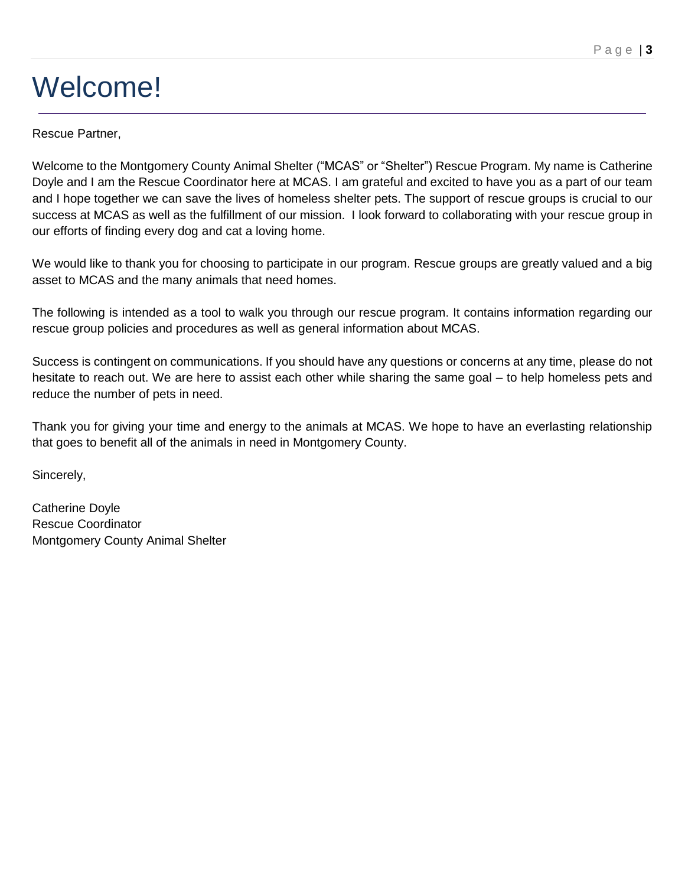# Welcome!

Rescue Partner,

Welcome to the Montgomery County Animal Shelter ("MCAS" or "Shelter") Rescue Program. My name is Catherine Doyle and I am the Rescue Coordinator here at MCAS. I am grateful and excited to have you as a part of our team and I hope together we can save the lives of homeless shelter pets. The support of rescue groups is crucial to our success at MCAS as well as the fulfillment of our mission. I look forward to collaborating with your rescue group in our efforts of finding every dog and cat a loving home.

We would like to thank you for choosing to participate in our program. Rescue groups are greatly valued and a big asset to MCAS and the many animals that need homes.

The following is intended as a tool to walk you through our rescue program. It contains information regarding our rescue group policies and procedures as well as general information about MCAS.

Success is contingent on communications. If you should have any questions or concerns at any time, please do not hesitate to reach out. We are here to assist each other while sharing the same goal – to help homeless pets and reduce the number of pets in need.

Thank you for giving your time and energy to the animals at MCAS. We hope to have an everlasting relationship that goes to benefit all of the animals in need in Montgomery County.

Sincerely,

Catherine Doyle
Rescue Coordinator
Montgomery County Animal Shelter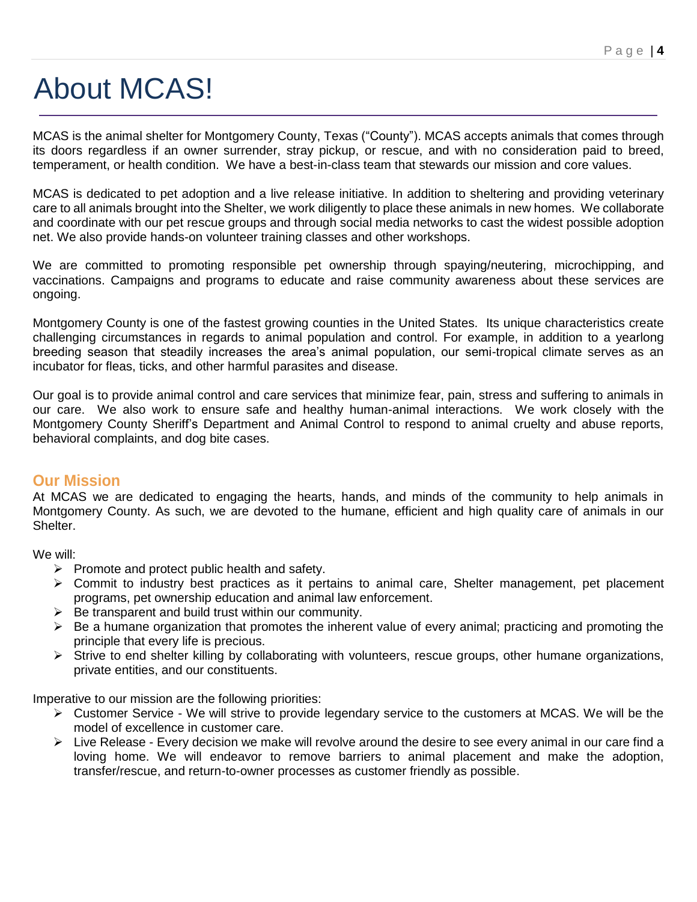# About MCAS!

MCAS is the animal shelter for Montgomery County, Texas ("County"). MCAS accepts animals that comes through its doors regardless if an owner surrender, stray pickup, or rescue, and with no consideration paid to breed, temperament, or health condition. We have a best-in-class team that stewards our mission and core values.

MCAS is dedicated to pet adoption and a live release initiative. In addition to sheltering and providing veterinary care to all animals brought into the Shelter, we work diligently to place these animals in new homes. We collaborate and coordinate with our pet rescue groups and through social media networks to cast the widest possible adoption net. We also provide hands-on volunteer training classes and other workshops.

We are committed to promoting responsible pet ownership through spaying/neutering, microchipping, and vaccinations. Campaigns and programs to educate and raise community awareness about these services are ongoing.

Montgomery County is one of the fastest growing counties in the United States. Its unique characteristics create challenging circumstances in regards to animal population and control. For example, in addition to a yearlong breeding season that steadily increases the area's animal population, our semi-tropical climate serves as an incubator for fleas, ticks, and other harmful parasites and disease.

Our goal is to provide animal control and care services that minimize fear, pain, stress and suffering to animals in our care. We also work to ensure safe and healthy human-animal interactions. We work closely with the Montgomery County Sheriff's Department and Animal Control to respond to animal cruelty and abuse reports, behavioral complaints, and dog bite cases.

## Our Mission

At MCAS we are dedicated to engaging the hearts, hands, and minds of the community to help animals in Montgomery County. As such, we are devoted to the humane, efficient and high quality care of animals in our Shelter.

We will:

- Promote and protect public health and safety.
- Commit to industry best practices as it pertains to animal care, Shelter management, pet placement programs, pet ownership education and animal law enforcement.
- Be transparent and build trust within our community.
- Be a humane organization that promotes the inherent value of every animal; practicing and promoting the principle that every life is precious.
- Strive to end shelter killing by collaborating with volunteers, rescue groups, other humane organizations, private entities, and our constituents.

Imperative to our mission are the following priorities:

- Customer Service - We will strive to provide legendary service to the customers at MCAS. We will be the model of excellence in customer care.
- Live Release - Every decision we make will revolve around the desire to see every animal in our care find a loving home. We will endeavor to remove barriers to animal placement and make the adoption, transfer/rescue, and return-to-owner processes as customer friendly as possible.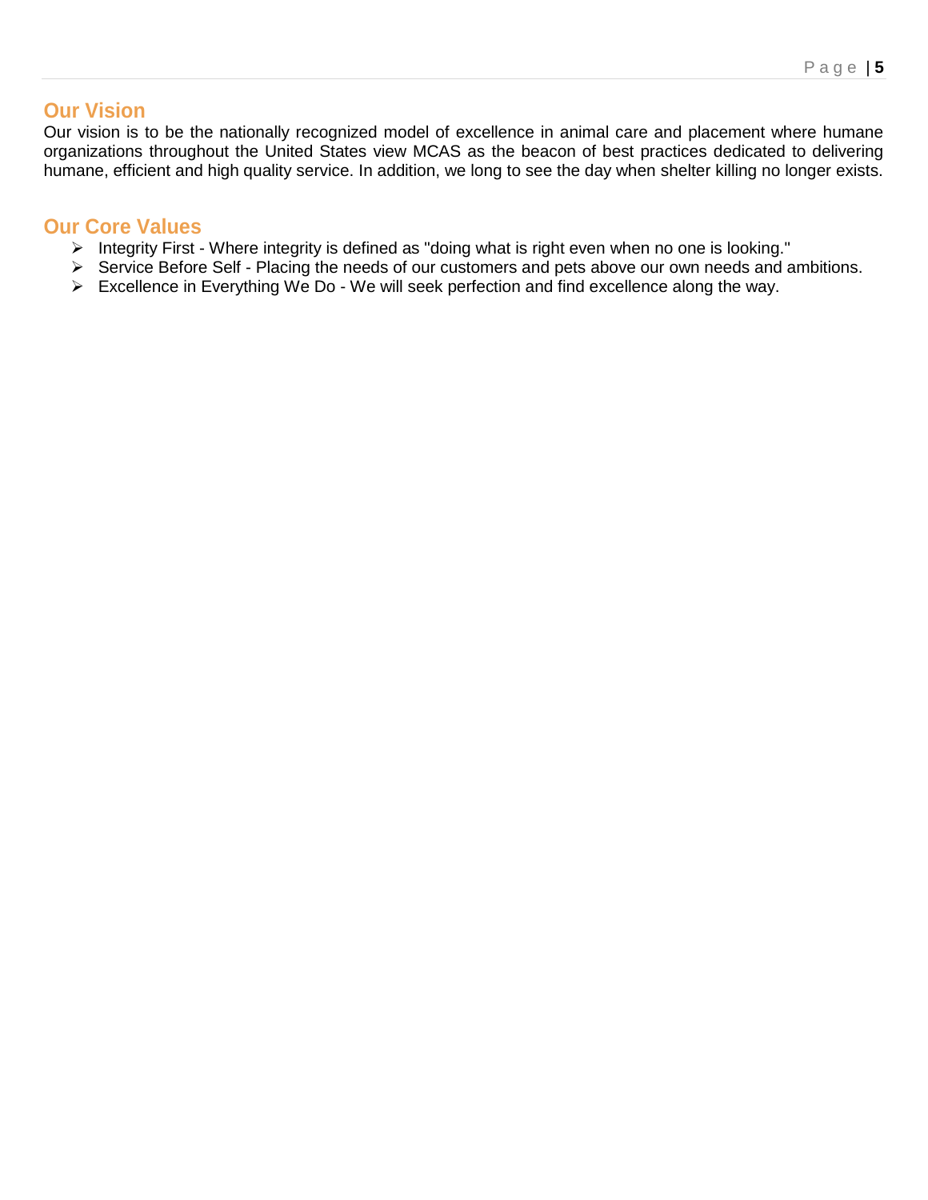## Our Vision

Our vision is to be the nationally recognized model of excellence in animal care and placement where humane organizations throughout the United States view MCAS as the beacon of best practices dedicated to delivering humane, efficient and high quality service. In addition, we long to see the day when shelter killing no longer exists.

## Our Core Values

- Integrity First - Where integrity is defined as "doing what is right even when no one is looking."
- Service Before Self - Placing the needs of our customers and pets above our own needs and ambitions.
- Excellence in Everything We Do - We will seek perfection and find excellence along the way.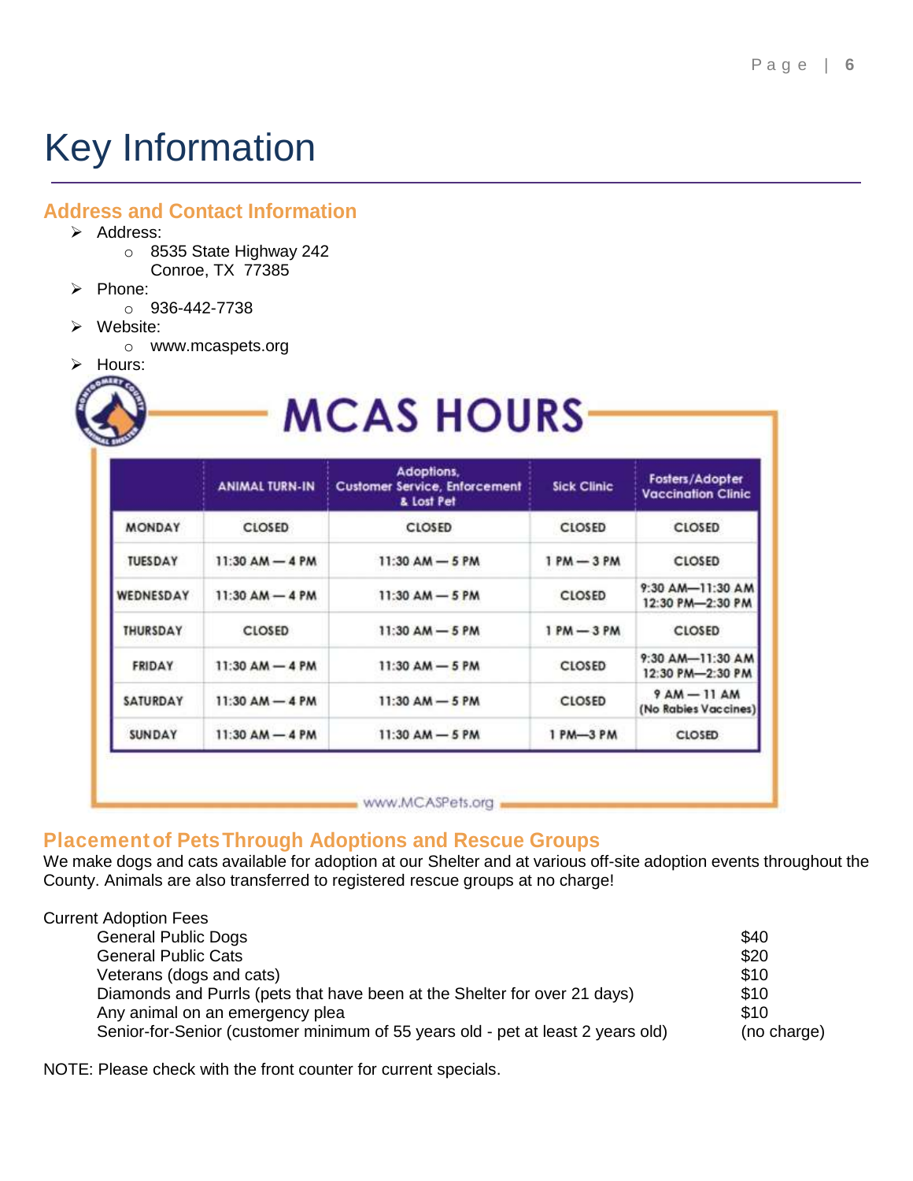# Key Information

## Address and Contact Information

- Address:
  - 8535 State Highway 242
    Conroe, TX 77385
- Phone:
  - 936-442-7738
- Website:
  - www.mcaspets.org
- Hours:

**MCAS HOURS**

| | ANIMAL TURN-IN | Adoptions, Customer Service, Enforcement & Lost Pet | Sick Clinic | Fosters/Adopter Vaccination Clinic |
|---|---|---|---|---|
| MONDAY | CLOSED | CLOSED | CLOSED | CLOSED |
| TUESDAY | 11:30 AM — 4 PM | 11:30 AM — 5 PM | 1 PM — 3 PM | CLOSED |
| WEDNESDAY | 11:30 AM — 4 PM | 11:30 AM — 5 PM | CLOSED | 9:30 AM—11:30 AM 12:30 PM—2:30 PM |
| THURSDAY | CLOSED | 11:30 AM — 5 PM | 1 PM — 3 PM | CLOSED |
| FRIDAY | 11:30 AM — 4 PM | 11:30 AM — 5 PM | CLOSED | 9:30 AM—11:30 AM 12:30 PM—2:30 PM |
| SATURDAY | 11:30 AM — 4 PM | 11:30 AM — 5 PM | CLOSED | 9 AM — 11 AM (No Rabies Vaccines) |
| SUNDAY | 11:30 AM — 4 PM | 11:30 AM — 5 PM | 1 PM—3 PM | CLOSED |

www.MCASPets.org

## Placement of Pets Through Adoptions and Rescue Groups

We make dogs and cats available for adoption at our Shelter and at various off-site adoption events throughout the County. Animals are also transferred to registered rescue groups at no charge!

Current Adoption Fees

| | |
|---|---|
| General Public Dogs | $40 |
| General Public Cats | $20 |
| Veterans (dogs and cats) | $10 |
| Diamonds and Purrls (pets that have been at the Shelter for over 21 days) | $10 |
| Any animal on an emergency plea | $10 |
| Senior-for-Senior (customer minimum of 55 years old - pet at least 2 years old) | (no charge) |

NOTE: Please check with the front counter for current specials.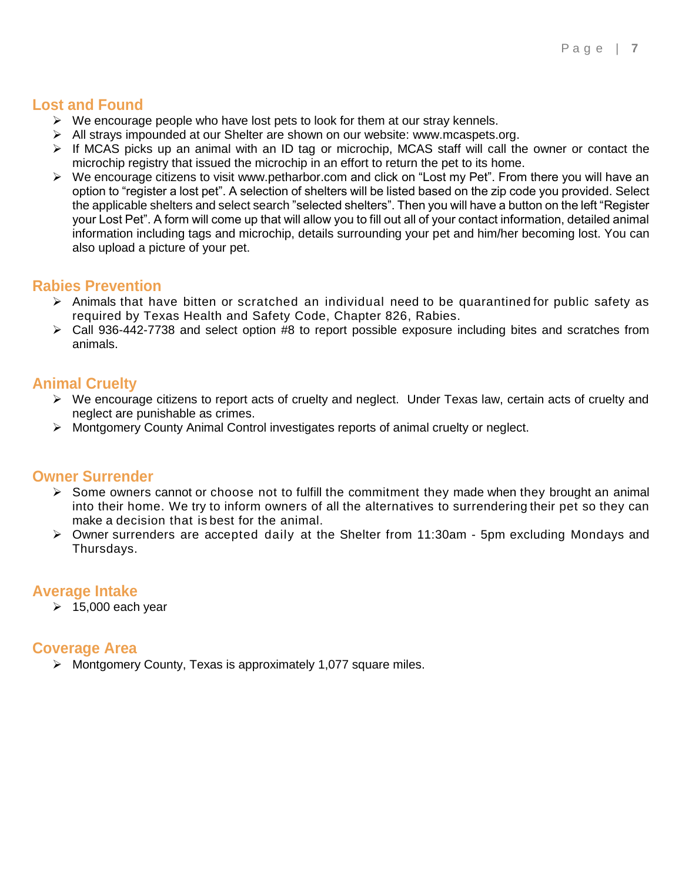## Lost and Found

- We encourage people who have lost pets to look for them at our stray kennels.
- All strays impounded at our Shelter are shown on our website: www.mcaspets.org.
- If MCAS picks up an animal with an ID tag or microchip, MCAS staff will call the owner or contact the microchip registry that issued the microchip in an effort to return the pet to its home.
- We encourage citizens to visit www.petharbor.com and click on “Lost my Pet”. From there you will have an option to “register a lost pet”. A selection of shelters will be listed based on the zip code you provided. Select the applicable shelters and select search ”selected shelters”. Then you will have a button on the left “Register your Lost Pet”. A form will come up that will allow you to fill out all of your contact information, detailed animal information including tags and microchip, details surrounding your pet and him/her becoming lost. You can also upload a picture of your pet.

## Rabies Prevention

- Animals that have bitten or scratched an individual need to be quarantined for public safety as required by Texas Health and Safety Code, Chapter 826, Rabies.
- Call 936-442-7738 and select option #8 to report possible exposure including bites and scratches from animals.

## Animal Cruelty

- We encourage citizens to report acts of cruelty and neglect. Under Texas law, certain acts of cruelty and neglect are punishable as crimes.
- Montgomery County Animal Control investigates reports of animal cruelty or neglect.

## Owner Surrender

- Some owners cannot or choose not to fulfill the commitment they made when they brought an animal into their home. We try to inform owners of all the alternatives to surrendering their pet so they can make a decision that is best for the animal.
- Owner surrenders are accepted daily at the Shelter from 11:30am - 5pm excluding Mondays and Thursdays.

## Average Intake

- 15,000 each year

## Coverage Area

- Montgomery County, Texas is approximately 1,077 square miles.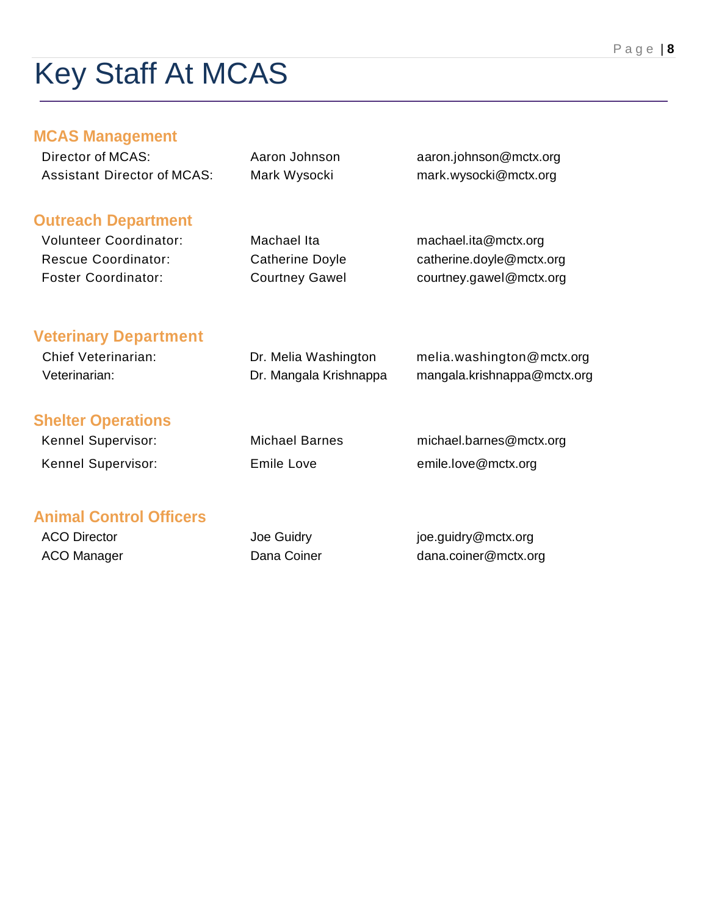# Key Staff At MCAS

## MCAS Management

| | | |
|---|---|---|
| Director of MCAS: | Aaron Johnson | aaron.johnson@mctx.org |
| Assistant Director of MCAS: | Mark Wysocki | mark.wysocki@mctx.org |

## Outreach Department

| | | |
|---|---|---|
| Volunteer Coordinator: | Machael Ita | machael.ita@mctx.org |
| Rescue Coordinator: | Catherine Doyle | catherine.doyle@mctx.org |
| Foster Coordinator: | Courtney Gawel | courtney.gawel@mctx.org |

## Veterinary Department

| | | |
|---|---|---|
| Chief Veterinarian: | Dr. Melia Washington | melia.washington@mctx.org |
| Veterinarian: | Dr. Mangala Krishnappa | mangala.krishnappa@mctx.org |

## Shelter Operations

| | | |
|---|---|---|
| Kennel Supervisor: | Michael Barnes | michael.barnes@mctx.org |
| Kennel Supervisor: | Emile Love | emile.love@mctx.org |

## Animal Control Officers

| | | |
|---|---|---|
| ACO Director | Joe Guidry | joe.guidry@mctx.org |
| ACO Manager | Dana Coiner | dana.coiner@mctx.org |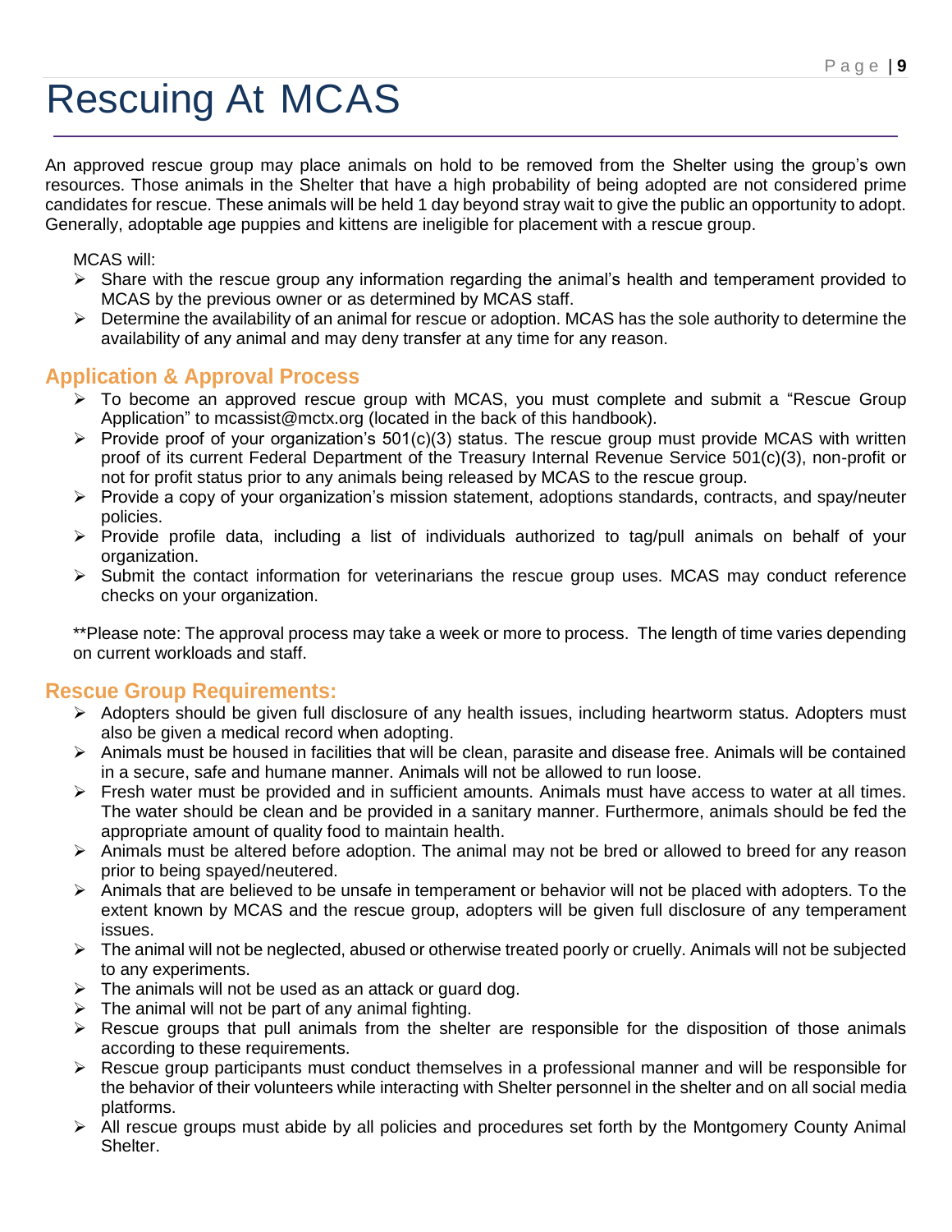# Rescuing At MCAS

An approved rescue group may place animals on hold to be removed from the Shelter using the group's own resources. Those animals in the Shelter that have a high probability of being adopted are not considered prime candidates for rescue. These animals will be held 1 day beyond stray wait to give the public an opportunity to adopt. Generally, adoptable age puppies and kittens are ineligible for placement with a rescue group.

MCAS will:

- Share with the rescue group any information regarding the animal's health and temperament provided to MCAS by the previous owner or as determined by MCAS staff.
- Determine the availability of an animal for rescue or adoption. MCAS has the sole authority to determine the availability of any animal and may deny transfer at any time for any reason.

## Application & Approval Process

- To become an approved rescue group with MCAS, you must complete and submit a "Rescue Group Application" to mcassist@mctx.org (located in the back of this handbook).
- Provide proof of your organization's 501(c)(3) status. The rescue group must provide MCAS with written proof of its current Federal Department of the Treasury Internal Revenue Service 501(c)(3), non-profit or not for profit status prior to any animals being released by MCAS to the rescue group.
- Provide a copy of your organization's mission statement, adoptions standards, contracts, and spay/neuter policies.
- Provide profile data, including a list of individuals authorized to tag/pull animals on behalf of your organization.
- Submit the contact information for veterinarians the rescue group uses. MCAS may conduct reference checks on your organization.

**Please note: The approval process may take a week or more to process. The length of time varies depending on current workloads and staff.

## Rescue Group Requirements:

- Adopters should be given full disclosure of any health issues, including heartworm status. Adopters must also be given a medical record when adopting.
- Animals must be housed in facilities that will be clean, parasite and disease free. Animals will be contained in a secure, safe and humane manner. Animals will not be allowed to run loose.
- Fresh water must be provided and in sufficient amounts. Animals must have access to water at all times. The water should be clean and be provided in a sanitary manner. Furthermore, animals should be fed the appropriate amount of quality food to maintain health.
- Animals must be altered before adoption. The animal may not be bred or allowed to breed for any reason prior to being spayed/neutered.
- Animals that are believed to be unsafe in temperament or behavior will not be placed with adopters. To the extent known by MCAS and the rescue group, adopters will be given full disclosure of any temperament issues.
- The animal will not be neglected, abused or otherwise treated poorly or cruelly. Animals will not be subjected to any experiments.
- The animals will not be used as an attack or guard dog.
- The animal will not be part of any animal fighting.
- Rescue groups that pull animals from the shelter are responsible for the disposition of those animals according to these requirements.
- Rescue group participants must conduct themselves in a professional manner and will be responsible for the behavior of their volunteers while interacting with Shelter personnel in the shelter and on all social media platforms.
- All rescue groups must abide by all policies and procedures set forth by the Montgomery County Animal Shelter.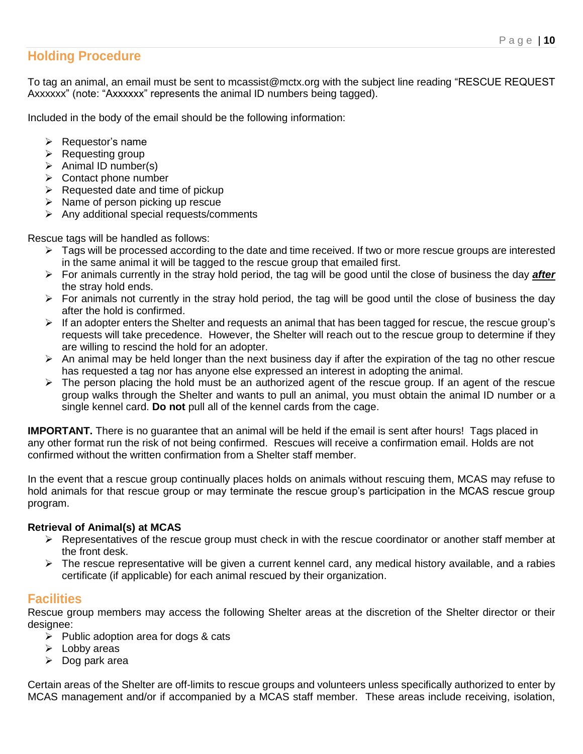## Holding Procedure

To tag an animal, an email must be sent to mcassist@mctx.org with the subject line reading "RESCUE REQUEST Axxxxxx" (note: "Axxxxxx" represents the animal ID numbers being tagged).

Included in the body of the email should be the following information:

- Requestor's name
- Requesting group
- Animal ID number(s)
- Contact phone number
- Requested date and time of pickup
- Name of person picking up rescue
- Any additional special requests/comments

Rescue tags will be handled as follows:

- Tags will be processed according to the date and time received. If two or more rescue groups are interested in the same animal it will be tagged to the rescue group that emailed first.
- For animals currently in the stray hold period, the tag will be good until the close of business the day ***after*** the stray hold ends.
- For animals not currently in the stray hold period, the tag will be good until the close of business the day after the hold is confirmed.
- If an adopter enters the Shelter and requests an animal that has been tagged for rescue, the rescue group's requests will take precedence. However, the Shelter will reach out to the rescue group to determine if they are willing to rescind the hold for an adopter.
- An animal may be held longer than the next business day if after the expiration of the tag no other rescue has requested a tag nor has anyone else expressed an interest in adopting the animal.
- The person placing the hold must be an authorized agent of the rescue group. If an agent of the rescue group walks through the Shelter and wants to pull an animal, you must obtain the animal ID number or a single kennel card. **Do not** pull all of the kennel cards from the cage.

**IMPORTANT.** There is no guarantee that an animal will be held if the email is sent after hours! Tags placed in any other format run the risk of not being confirmed. Rescues will receive a confirmation email. Holds are not confirmed without the written confirmation from a Shelter staff member.

In the event that a rescue group continually places holds on animals without rescuing them, MCAS may refuse to hold animals for that rescue group or may terminate the rescue group's participation in the MCAS rescue group program.

**Retrieval of Animal(s) at MCAS**

- Representatives of the rescue group must check in with the rescue coordinator or another staff member at the front desk.
- The rescue representative will be given a current kennel card, any medical history available, and a rabies certificate (if applicable) for each animal rescued by their organization.

## Facilities

Rescue group members may access the following Shelter areas at the discretion of the Shelter director or their designee:

- Public adoption area for dogs & cats
- Lobby areas
- Dog park area

Certain areas of the Shelter are off-limits to rescue groups and volunteers unless specifically authorized to enter by MCAS management and/or if accompanied by a MCAS staff member. These areas include receiving, isolation,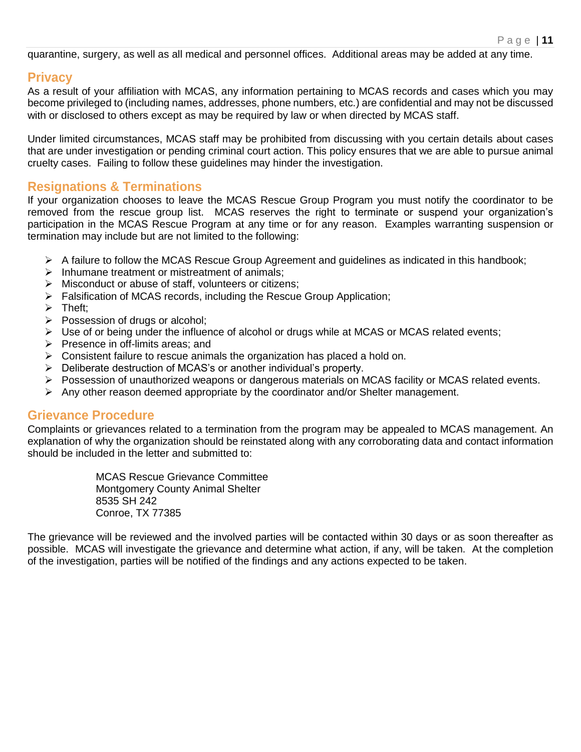quarantine, surgery, as well as all medical and personnel offices. Additional areas may be added at any time.

## Privacy

As a result of your affiliation with MCAS, any information pertaining to MCAS records and cases which you may become privileged to (including names, addresses, phone numbers, etc.) are confidential and may not be discussed with or disclosed to others except as may be required by law or when directed by MCAS staff.

Under limited circumstances, MCAS staff may be prohibited from discussing with you certain details about cases that are under investigation or pending criminal court action. This policy ensures that we are able to pursue animal cruelty cases. Failing to follow these guidelines may hinder the investigation.

## Resignations & Terminations

If your organization chooses to leave the MCAS Rescue Group Program you must notify the coordinator to be removed from the rescue group list. MCAS reserves the right to terminate or suspend your organization's participation in the MCAS Rescue Program at any time or for any reason. Examples warranting suspension or termination may include but are not limited to the following:

- A failure to follow the MCAS Rescue Group Agreement and guidelines as indicated in this handbook;
- Inhumane treatment or mistreatment of animals;
- Misconduct or abuse of staff, volunteers or citizens;
- Falsification of MCAS records, including the Rescue Group Application;
- Theft;
- Possession of drugs or alcohol;
- Use of or being under the influence of alcohol or drugs while at MCAS or MCAS related events;
- Presence in off-limits areas; and
- Consistent failure to rescue animals the organization has placed a hold on.
- Deliberate destruction of MCAS's or another individual's property.
- Possession of unauthorized weapons or dangerous materials on MCAS facility or MCAS related events.
- Any other reason deemed appropriate by the coordinator and/or Shelter management.

## Grievance Procedure

Complaints or grievances related to a termination from the program may be appealed to MCAS management. An explanation of why the organization should be reinstated along with any corroborating data and contact information should be included in the letter and submitted to:

MCAS Rescue Grievance Committee
Montgomery County Animal Shelter
8535 SH 242
Conroe, TX 77385

The grievance will be reviewed and the involved parties will be contacted within 30 days or as soon thereafter as possible. MCAS will investigate the grievance and determine what action, if any, will be taken. At the completion of the investigation, parties will be notified of the findings and any actions expected to be taken.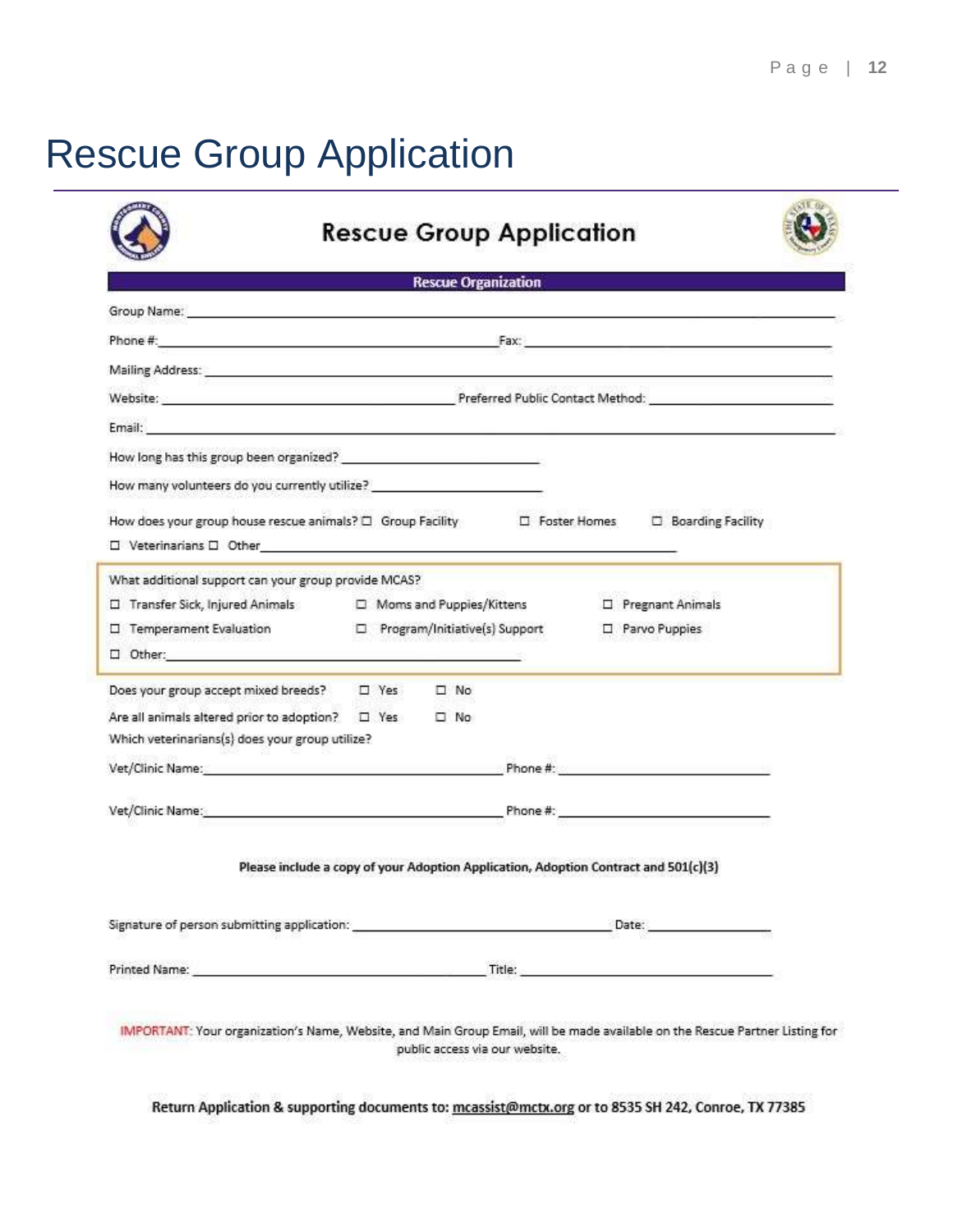# Rescue Group Application

## Rescue Group Application

**Rescue Organization**

Group Name: ______________________________________________

Phone #: ______________________ Fax: ______________________

Mailing Address: ______________________________________________

Website: ______________________ Preferred Public Contact Method: ______________________

Email: ______________________________________________

How long has this group been organized? ______________________

How many volunteers do you currently utilize? ______________________

How does your group house rescue animals? ☐ Group Facility ☐ Foster Homes ☐ Boarding Facility
☐ Veterinarians ☐ Other______________________

What additional support can your group provide MCAS?

☐ Transfer Sick, Injured Animals ☐ Moms and Puppies/Kittens ☐ Pregnant Animals
☐ Temperament Evaluation ☐ Program/Initiative(s) Support ☐ Parvo Puppies
☐ Other:______________________

Does your group accept mixed breeds? ☐ Yes ☐ No

Are all animals altered prior to adoption? ☐ Yes ☐ No

Which veterinarians(s) does your group utilize?

Vet/Clinic Name: ______________________ Phone #: ______________________

Vet/Clinic Name: ______________________ Phone #: ______________________

**Please include a copy of your Adoption Application, Adoption Contract and 501(c)(3)**

Signature of person submitting application: ______________________ Date: ______________

Printed Name: ______________________ Title: ______________________

IMPORTANT: Your organization's Name, Website, and Main Group Email, will be made available on the Rescue Partner Listing for public access via our website.

**Return Application & supporting documents to: mcassist@mctx.org or to 8535 SH 242, Conroe, TX 77385**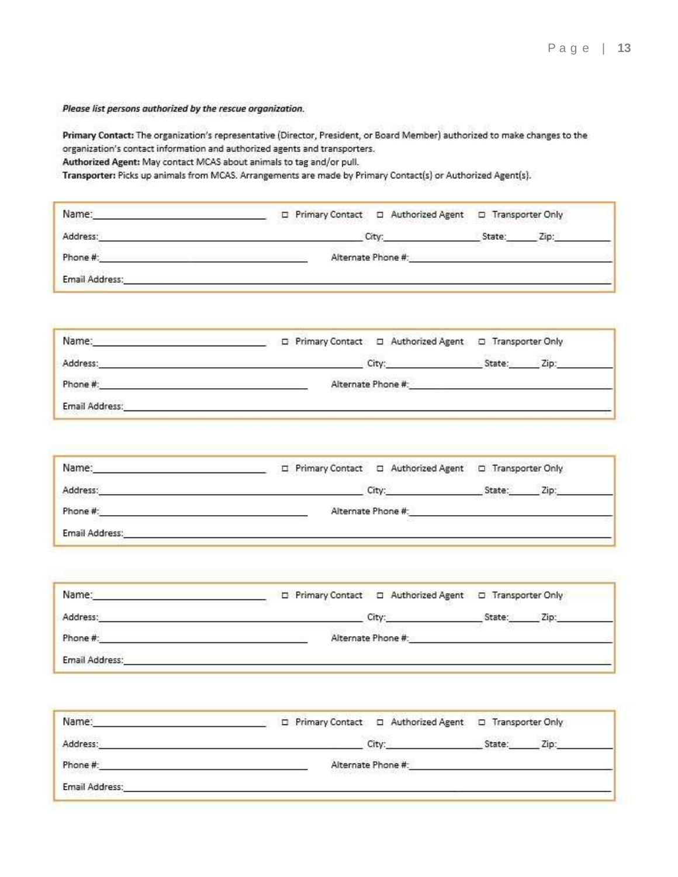***Please list persons authorized by the rescue organization.***

**Primary Contact:** The organization's representative (Director, President, or Board Member) authorized to make changes to the organization's contact information and authorized agents and transporters.
**Authorized Agent:** May contact MCAS about animals to tag and/or pull.
**Transporter:** Picks up animals from MCAS. Arrangements are made by Primary Contact(s) or Authorized Agent(s).

---

Name:______________________ ☐ Primary Contact ☐ Authorized Agent ☐ Transporter Only

Address:______________________________ City:______________ State:______ Zip:__________

Phone #:______________________ Alternate Phone #:______________________

Email Address:____________________________________________

---

Name:______________________ ☐ Primary Contact ☐ Authorized Agent ☐ Transporter Only

Address:______________________________ City:______________ State:______ Zip:__________

Phone #:______________________ Alternate Phone #:______________________

Email Address:____________________________________________

---

Name:______________________ ☐ Primary Contact ☐ Authorized Agent ☐ Transporter Only

Address:______________________________ City:______________ State:______ Zip:__________

Phone #:______________________ Alternate Phone #:______________________

Email Address:____________________________________________

---

Name:______________________ ☐ Primary Contact ☐ Authorized Agent ☐ Transporter Only

Address:______________________________ City:______________ State:______ Zip:__________

Phone #:______________________ Alternate Phone #:______________________

Email Address:____________________________________________

---

Name:______________________ ☐ Primary Contact ☐ Authorized Agent ☐ Transporter Only

Address:______________________________ City:______________ State:______ Zip:__________

Phone #:______________________ Alternate Phone #:______________________

Email Address:____________________________________________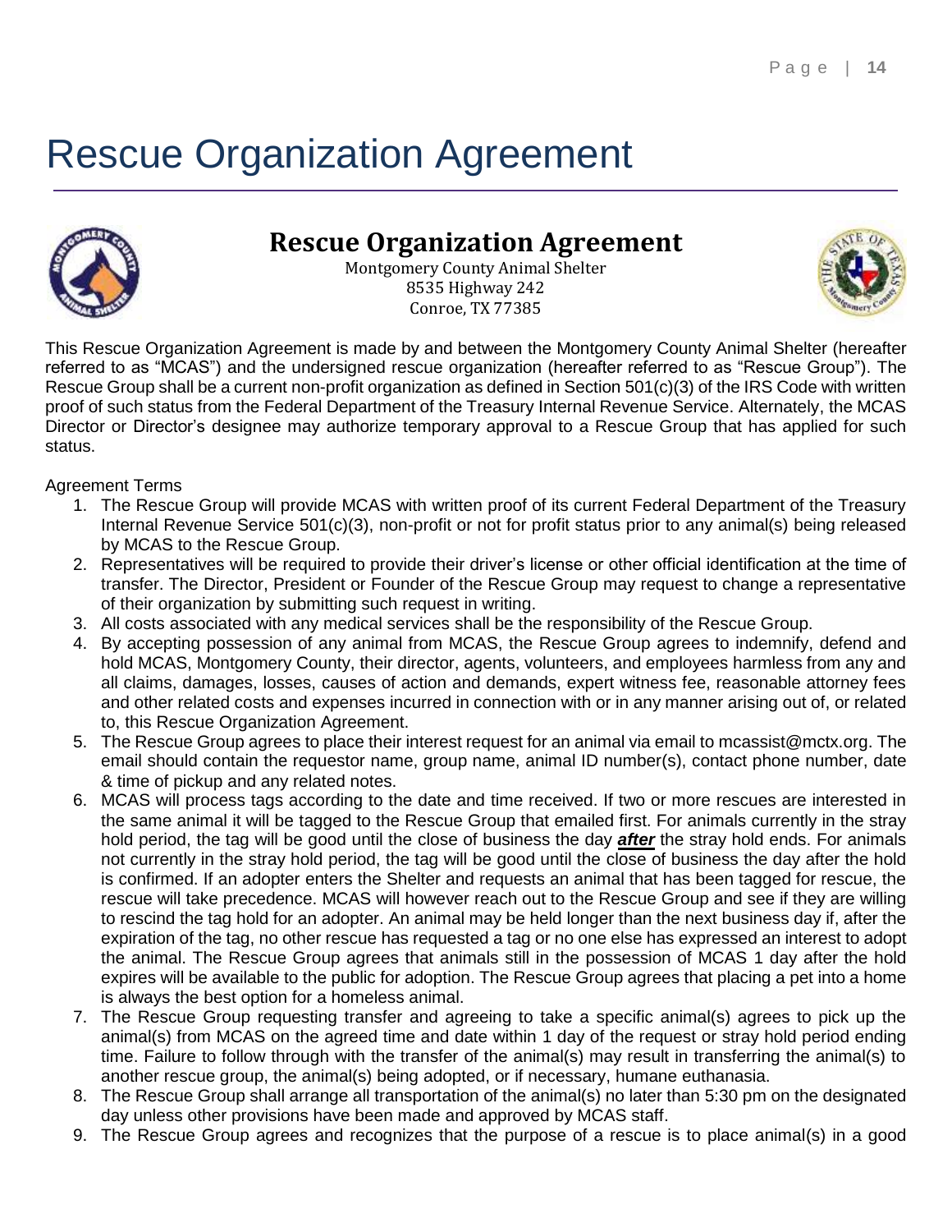# Rescue Organization Agreement

## Rescue Organization Agreement

Montgomery County Animal Shelter
8535 Highway 242
Conroe, TX 77385

This Rescue Organization Agreement is made by and between the Montgomery County Animal Shelter (hereafter referred to as "MCAS") and the undersigned rescue organization (hereafter referred to as "Rescue Group"). The Rescue Group shall be a current non-profit organization as defined in Section 501(c)(3) of the IRS Code with written proof of such status from the Federal Department of the Treasury Internal Revenue Service. Alternately, the MCAS Director or Director's designee may authorize temporary approval to a Rescue Group that has applied for such status.

Agreement Terms

1. The Rescue Group will provide MCAS with written proof of its current Federal Department of the Treasury Internal Revenue Service 501(c)(3), non-profit or not for profit status prior to any animal(s) being released by MCAS to the Rescue Group.
2. Representatives will be required to provide their driver's license or other official identification at the time of transfer. The Director, President or Founder of the Rescue Group may request to change a representative of their organization by submitting such request in writing.
3. All costs associated with any medical services shall be the responsibility of the Rescue Group.
4. By accepting possession of any animal from MCAS, the Rescue Group agrees to indemnify, defend and hold MCAS, Montgomery County, their director, agents, volunteers, and employees harmless from any and all claims, damages, losses, causes of action and demands, expert witness fee, reasonable attorney fees and other related costs and expenses incurred in connection with or in any manner arising out of, or related to, this Rescue Organization Agreement.
5. The Rescue Group agrees to place their interest request for an animal via email to mcassist@mctx.org. The email should contain the requestor name, group name, animal ID number(s), contact phone number, date & time of pickup and any related notes.
6. MCAS will process tags according to the date and time received. If two or more rescues are interested in the same animal it will be tagged to the Rescue Group that emailed first. For animals currently in the stray hold period, the tag will be good until the close of business the day ***after*** the stray hold ends. For animals not currently in the stray hold period, the tag will be good until the close of business the day after the hold is confirmed. If an adopter enters the Shelter and requests an animal that has been tagged for rescue, the rescue will take precedence. MCAS will however reach out to the Rescue Group and see if they are willing to rescind the tag hold for an adopter. An animal may be held longer than the next business day if, after the expiration of the tag, no other rescue has requested a tag or no one else has expressed an interest to adopt the animal. The Rescue Group agrees that animals still in the possession of MCAS 1 day after the hold expires will be available to the public for adoption. The Rescue Group agrees that placing a pet into a home is always the best option for a homeless animal.
7. The Rescue Group requesting transfer and agreeing to take a specific animal(s) agrees to pick up the animal(s) from MCAS on the agreed time and date within 1 day of the request or stray hold period ending time. Failure to follow through with the transfer of the animal(s) may result in transferring the animal(s) to another rescue group, the animal(s) being adopted, or if necessary, humane euthanasia.
8. The Rescue Group shall arrange all transportation of the animal(s) no later than 5:30 pm on the designated day unless other provisions have been made and approved by MCAS staff.
9. The Rescue Group agrees and recognizes that the purpose of a rescue is to place animal(s) in a good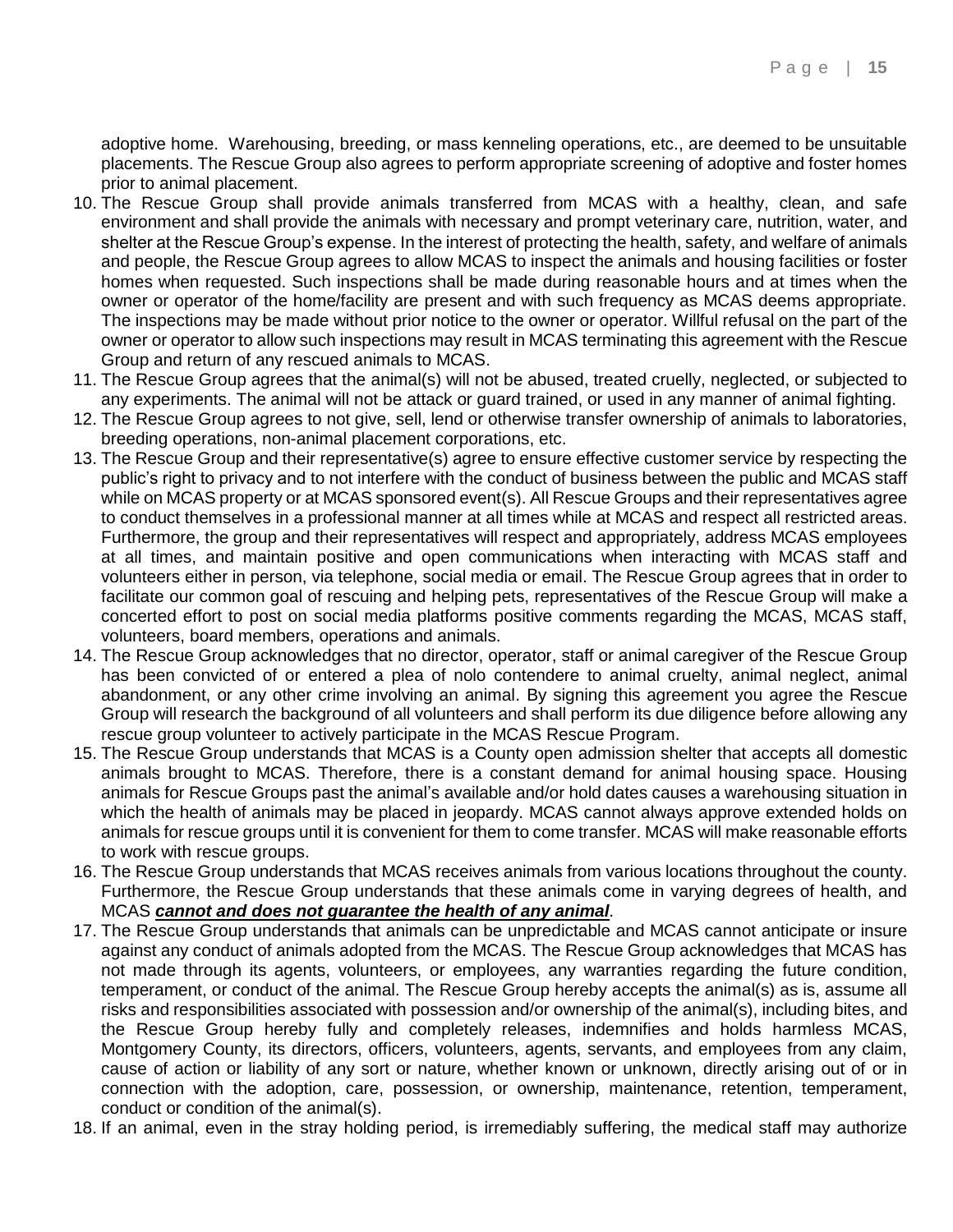adoptive home. Warehousing, breeding, or mass kenneling operations, etc., are deemed to be unsuitable placements. The Rescue Group also agrees to perform appropriate screening of adoptive and foster homes prior to animal placement.

10. The Rescue Group shall provide animals transferred from MCAS with a healthy, clean, and safe environment and shall provide the animals with necessary and prompt veterinary care, nutrition, water, and shelter at the Rescue Group's expense. In the interest of protecting the health, safety, and welfare of animals and people, the Rescue Group agrees to allow MCAS to inspect the animals and housing facilities or foster homes when requested. Such inspections shall be made during reasonable hours and at times when the owner or operator of the home/facility are present and with such frequency as MCAS deems appropriate. The inspections may be made without prior notice to the owner or operator. Willful refusal on the part of the owner or operator to allow such inspections may result in MCAS terminating this agreement with the Rescue Group and return of any rescued animals to MCAS.
11. The Rescue Group agrees that the animal(s) will not be abused, treated cruelly, neglected, or subjected to any experiments. The animal will not be attack or guard trained, or used in any manner of animal fighting.
12. The Rescue Group agrees to not give, sell, lend or otherwise transfer ownership of animals to laboratories, breeding operations, non-animal placement corporations, etc.
13. The Rescue Group and their representative(s) agree to ensure effective customer service by respecting the public's right to privacy and to not interfere with the conduct of business between the public and MCAS staff while on MCAS property or at MCAS sponsored event(s). All Rescue Groups and their representatives agree to conduct themselves in a professional manner at all times while at MCAS and respect all restricted areas. Furthermore, the group and their representatives will respect and appropriately, address MCAS employees at all times, and maintain positive and open communications when interacting with MCAS staff and volunteers either in person, via telephone, social media or email. The Rescue Group agrees that in order to facilitate our common goal of rescuing and helping pets, representatives of the Rescue Group will make a concerted effort to post on social media platforms positive comments regarding the MCAS, MCAS staff, volunteers, board members, operations and animals.
14. The Rescue Group acknowledges that no director, operator, staff or animal caregiver of the Rescue Group has been convicted of or entered a plea of nolo contendere to animal cruelty, animal neglect, animal abandonment, or any other crime involving an animal. By signing this agreement you agree the Rescue Group will research the background of all volunteers and shall perform its due diligence before allowing any rescue group volunteer to actively participate in the MCAS Rescue Program.
15. The Rescue Group understands that MCAS is a County open admission shelter that accepts all domestic animals brought to MCAS. Therefore, there is a constant demand for animal housing space. Housing animals for Rescue Groups past the animal's available and/or hold dates causes a warehousing situation in which the health of animals may be placed in jeopardy. MCAS cannot always approve extended holds on animals for rescue groups until it is convenient for them to come transfer. MCAS will make reasonable efforts to work with rescue groups.
16. The Rescue Group understands that MCAS receives animals from various locations throughout the county. Furthermore, the Rescue Group understands that these animals come in varying degrees of health, and MCAS <u>***cannot and does not guarantee the health of any animal***</u>.
17. The Rescue Group understands that animals can be unpredictable and MCAS cannot anticipate or insure against any conduct of animals adopted from the MCAS. The Rescue Group acknowledges that MCAS has not made through its agents, volunteers, or employees, any warranties regarding the future condition, temperament, or conduct of the animal. The Rescue Group hereby accepts the animal(s) as is, assume all risks and responsibilities associated with possession and/or ownership of the animal(s), including bites, and the Rescue Group hereby fully and completely releases, indemnifies and holds harmless MCAS, Montgomery County, its directors, officers, volunteers, agents, servants, and employees from any claim, cause of action or liability of any sort or nature, whether known or unknown, directly arising out of or in connection with the adoption, care, possession, or ownership, maintenance, retention, temperament, conduct or condition of the animal(s).
18. If an animal, even in the stray holding period, is irremediably suffering, the medical staff may authorize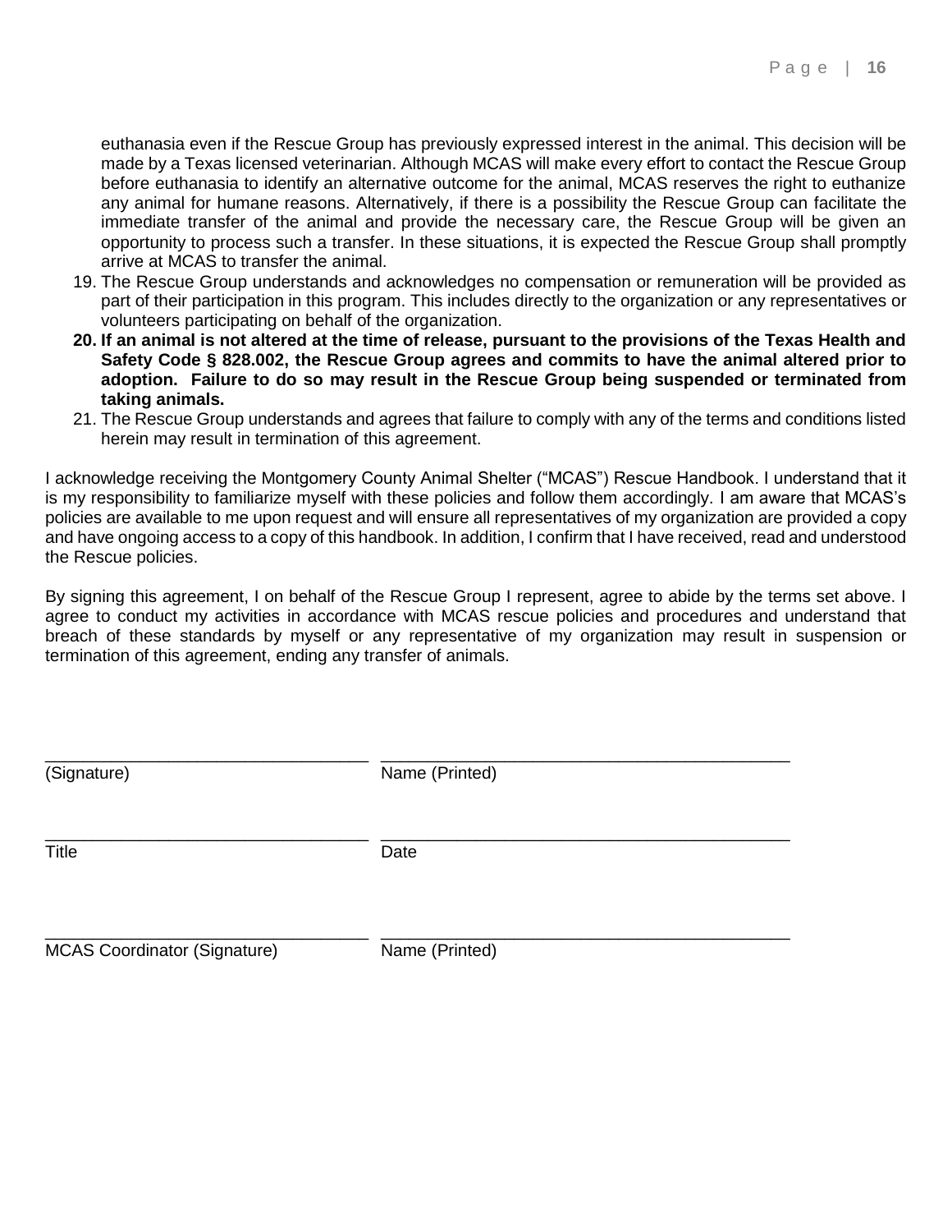euthanasia even if the Rescue Group has previously expressed interest in the animal. This decision will be made by a Texas licensed veterinarian. Although MCAS will make every effort to contact the Rescue Group before euthanasia to identify an alternative outcome for the animal, MCAS reserves the right to euthanize any animal for humane reasons. Alternatively, if there is a possibility the Rescue Group can facilitate the immediate transfer of the animal and provide the necessary care, the Rescue Group will be given an opportunity to process such a transfer. In these situations, it is expected the Rescue Group shall promptly arrive at MCAS to transfer the animal.

19. The Rescue Group understands and acknowledges no compensation or remuneration will be provided as part of their participation in this program. This includes directly to the organization or any representatives or volunteers participating on behalf of the organization.
20. **If an animal is not altered at the time of release, pursuant to the provisions of the Texas Health and Safety Code § 828.002, the Rescue Group agrees and commits to have the animal altered prior to adoption. Failure to do so may result in the Rescue Group being suspended or terminated from taking animals.**
21. The Rescue Group understands and agrees that failure to comply with any of the terms and conditions listed herein may result in termination of this agreement.

I acknowledge receiving the Montgomery County Animal Shelter ("MCAS") Rescue Handbook. I understand that it is my responsibility to familiarize myself with these policies and follow them accordingly. I am aware that MCAS's policies are available to me upon request and will ensure all representatives of my organization are provided a copy and have ongoing access to a copy of this handbook. In addition, I confirm that I have received, read and understood the Rescue policies.

By signing this agreement, I on behalf of the Rescue Group I represent, agree to abide by the terms set above. I agree to conduct my activities in accordance with MCAS rescue policies and procedures and understand that breach of these standards by myself or any representative of my organization may result in suspension or termination of this agreement, ending any transfer of animals.

| ________________________________ | ________________________________ |
|---|---|
| (Signature) | Name (Printed) |
| ________________________________ | ________________________________ |
| Title | Date |
| ________________________________ | ________________________________ |
| MCAS Coordinator (Signature) | Name (Printed) |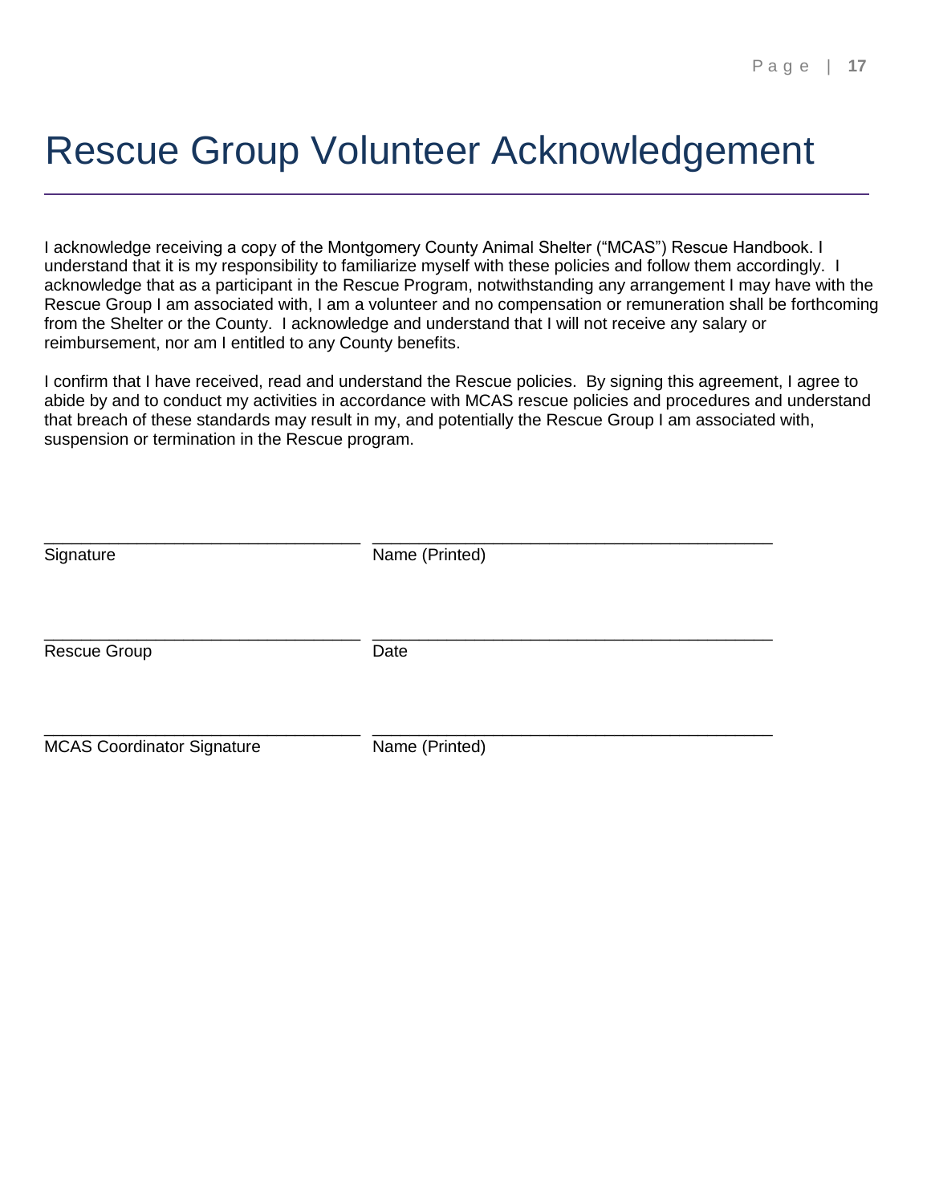# Rescue Group Volunteer Acknowledgement

I acknowledge receiving a copy of the Montgomery County Animal Shelter ("MCAS") Rescue Handbook. I understand that it is my responsibility to familiarize myself with these policies and follow them accordingly. I acknowledge that as a participant in the Rescue Program, notwithstanding any arrangement I may have with the Rescue Group I am associated with, I am a volunteer and no compensation or remuneration shall be forthcoming from the Shelter or the County. I acknowledge and understand that I will not receive any salary or reimbursement, nor am I entitled to any County benefits.

I confirm that I have received, read and understand the Rescue policies. By signing this agreement, I agree to abide by and to conduct my activities in accordance with MCAS rescue policies and procedures and understand that breach of these standards may result in my, and potentially the Rescue Group I am associated with, suspension or termination in the Rescue program.

| | |
|---|---|
| ________________________________ | ________________________________________ |
| Signature | Name (Printed) |
| ________________________________ | ________________________________________ |
| Rescue Group | Date |
| ________________________________ | ________________________________________ |
| MCAS Coordinator Signature | Name (Printed) |